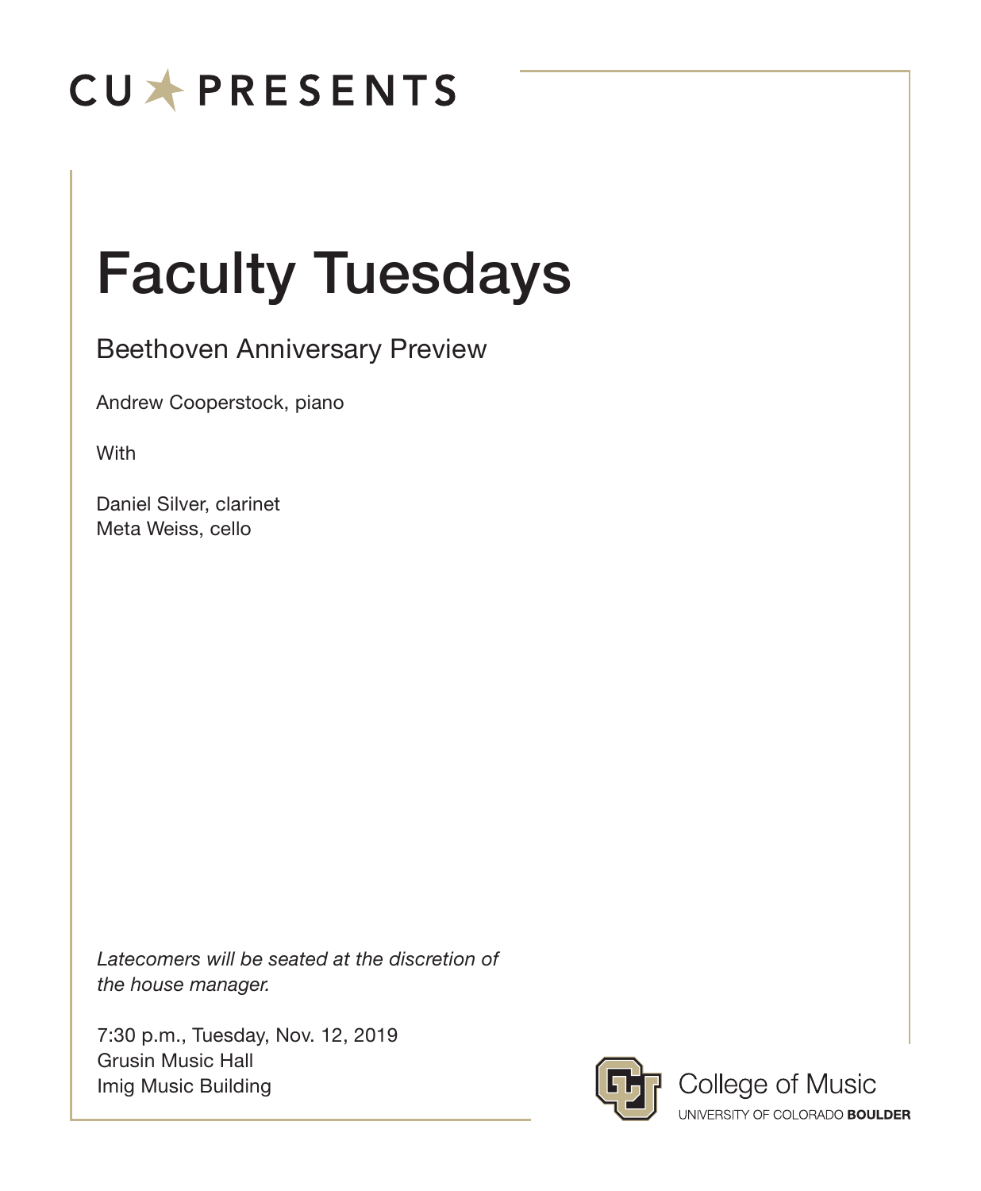CU PRESENTS

# Faculty Tuesdays

## Beethoven Anniversary Preview

Andrew Cooperstock, piano

With

Daniel Silver, clarinet
Meta Weiss, cello

*Latecomers will be seated at the discretion of the house manager.*

7:30 p.m., Tuesday, Nov. 12, 2019
Grusin Music Hall
Imig Music Building

College of Music
UNIVERSITY OF COLORADO **BOULDER**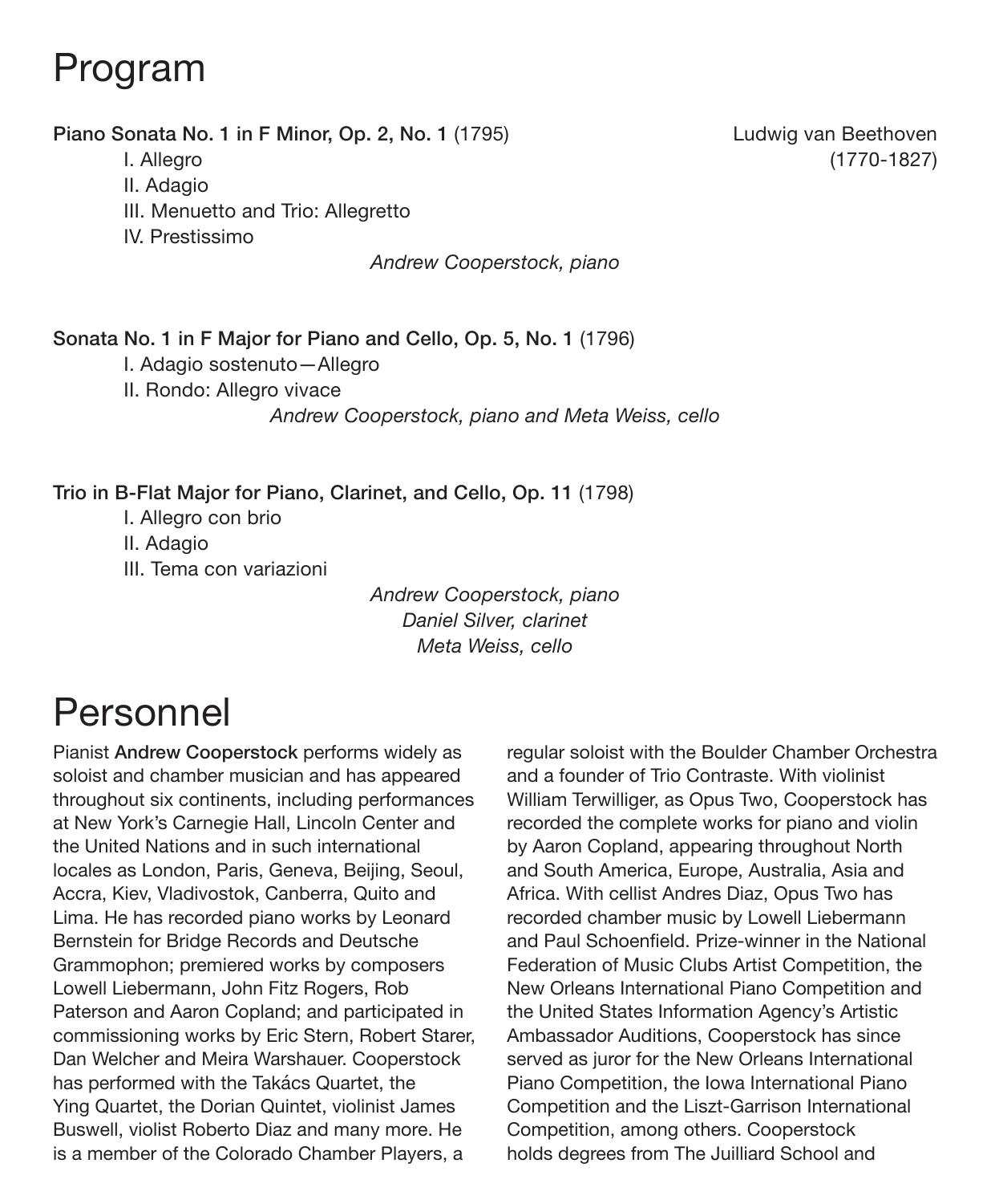# Program

**Piano Sonata No. 1 in F Minor, Op. 2, No. 1** (1795) — Ludwig van Beethoven (1770-1827)

- I. Allegro
- II. Adagio
- III. Menuetto and Trio: Allegretto
- IV. Prestissimo

*Andrew Cooperstock, piano*

**Sonata No. 1 in F Major for Piano and Cello, Op. 5, No. 1** (1796)

- I. Adagio sostenuto—Allegro
- II. Rondo: Allegro vivace

*Andrew Cooperstock, piano and Meta Weiss, cello*

**Trio in B-Flat Major for Piano, Clarinet, and Cello, Op. 11** (1798)

- I. Allegro con brio
- II. Adagio
- III. Tema con variazioni

*Andrew Cooperstock, piano*
*Daniel Silver, clarinet*
*Meta Weiss, cello*

# Personnel

Pianist **Andrew Cooperstock** performs widely as soloist and chamber musician and has appeared throughout six continents, including performances at New York's Carnegie Hall, Lincoln Center and the United Nations and in such international locales as London, Paris, Geneva, Beijing, Seoul, Accra, Kiev, Vladivostok, Canberra, Quito and Lima. He has recorded piano works by Leonard Bernstein for Bridge Records and Deutsche Grammophon; premiered works by composers Lowell Liebermann, John Fitz Rogers, Rob Paterson and Aaron Copland; and participated in commissioning works by Eric Stern, Robert Starer, Dan Welcher and Meira Warshauer. Cooperstock has performed with the Takács Quartet, the Ying Quartet, the Dorian Quintet, violinist James Buswell, violist Roberto Diaz and many more. He is a member of the Colorado Chamber Players, a regular soloist with the Boulder Chamber Orchestra and a founder of Trio Contraste. With violinist William Terwilliger, as Opus Two, Cooperstock has recorded the complete works for piano and violin by Aaron Copland, appearing throughout North and South America, Europe, Australia, Asia and Africa. With cellist Andres Diaz, Opus Two has recorded chamber music by Lowell Liebermann and Paul Schoenfield. Prize-winner in the National Federation of Music Clubs Artist Competition, the New Orleans International Piano Competition and the United States Information Agency's Artistic Ambassador Auditions, Cooperstock has since served as juror for the New Orleans International Piano Competition, the Iowa International Piano Competition and the Liszt-Garrison International Competition, among others. Cooperstock holds degrees from The Juilliard School and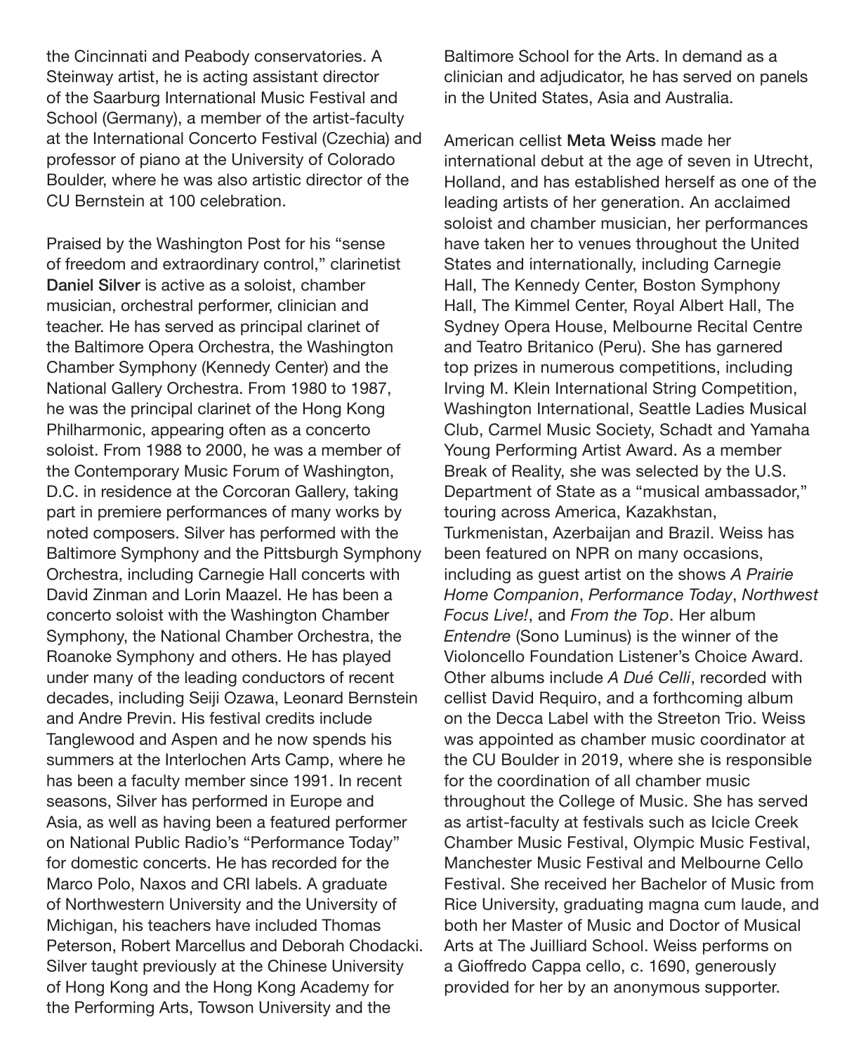the Cincinnati and Peabody conservatories. A Steinway artist, he is acting assistant director of the Saarburg International Music Festival and School (Germany), a member of the artist-faculty at the International Concerto Festival (Czechia) and professor of piano at the University of Colorado Boulder, where he was also artistic director of the CU Bernstein at 100 celebration.

Praised by the Washington Post for his "sense of freedom and extraordinary control," clarinetist **Daniel Silver** is active as a soloist, chamber musician, orchestral performer, clinician and teacher. He has served as principal clarinet of the Baltimore Opera Orchestra, the Washington Chamber Symphony (Kennedy Center) and the National Gallery Orchestra. From 1980 to 1987, he was the principal clarinet of the Hong Kong Philharmonic, appearing often as a concerto soloist. From 1988 to 2000, he was a member of the Contemporary Music Forum of Washington, D.C. in residence at the Corcoran Gallery, taking part in premiere performances of many works by noted composers. Silver has performed with the Baltimore Symphony and the Pittsburgh Symphony Orchestra, including Carnegie Hall concerts with David Zinman and Lorin Maazel. He has been a concerto soloist with the Washington Chamber Symphony, the National Chamber Orchestra, the Roanoke Symphony and others. He has played under many of the leading conductors of recent decades, including Seiji Ozawa, Leonard Bernstein and Andre Previn. His festival credits include Tanglewood and Aspen and he now spends his summers at the Interlochen Arts Camp, where he has been a faculty member since 1991. In recent seasons, Silver has performed in Europe and Asia, as well as having been a featured performer on National Public Radio's "Performance Today" for domestic concerts. He has recorded for the Marco Polo, Naxos and CRI labels. A graduate of Northwestern University and the University of Michigan, his teachers have included Thomas Peterson, Robert Marcellus and Deborah Chodacki. Silver taught previously at the Chinese University of Hong Kong and the Hong Kong Academy for the Performing Arts, Towson University and the Baltimore School for the Arts. In demand as a clinician and adjudicator, he has served on panels in the United States, Asia and Australia.

American cellist **Meta Weiss** made her international debut at the age of seven in Utrecht, Holland, and has established herself as one of the leading artists of her generation. An acclaimed soloist and chamber musician, her performances have taken her to venues throughout the United States and internationally, including Carnegie Hall, The Kennedy Center, Boston Symphony Hall, The Kimmel Center, Royal Albert Hall, The Sydney Opera House, Melbourne Recital Centre and Teatro Britanico (Peru). She has garnered top prizes in numerous competitions, including Irving M. Klein International String Competition, Washington International, Seattle Ladies Musical Club, Carmel Music Society, Schadt and Yamaha Young Performing Artist Award. As a member Break of Reality, she was selected by the U.S. Department of State as a "musical ambassador," touring across America, Kazakhstan, Turkmenistan, Azerbaijan and Brazil. Weiss has been featured on NPR on many occasions, including as guest artist on the shows *A Prairie Home Companion*, *Performance Today*, *Northwest Focus Live!*, and *From the Top*. Her album *Entendre* (Sono Luminus) is the winner of the Violoncello Foundation Listener's Choice Award. Other albums include *A Dué Celli*, recorded with cellist David Requiro, and a forthcoming album on the Decca Label with the Streeton Trio. Weiss was appointed as chamber music coordinator at the CU Boulder in 2019, where she is responsible for the coordination of all chamber music throughout the College of Music. She has served as artist-faculty at festivals such as Icicle Creek Chamber Music Festival, Olympic Music Festival, Manchester Music Festival and Melbourne Cello Festival. She received her Bachelor of Music from Rice University, graduating magna cum laude, and both her Master of Music and Doctor of Musical Arts at The Juilliard School. Weiss performs on a Gioffredo Cappa cello, c. 1690, generously provided for her by an anonymous supporter.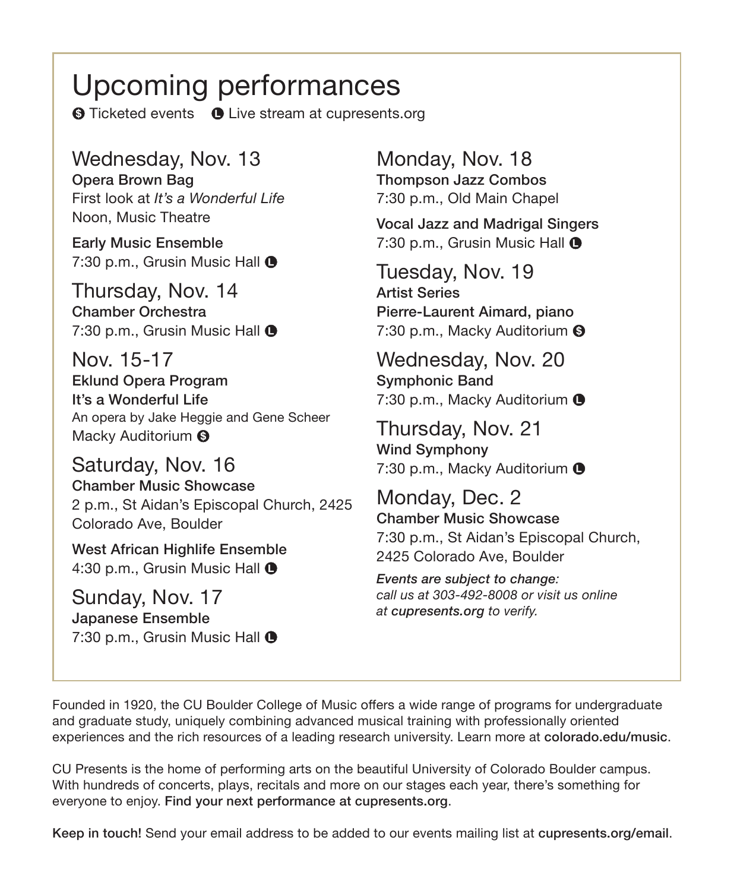# Upcoming performances

Ⓢ Ticketed events  Ⓛ Live stream at cupresents.org

## Wednesday, Nov. 13

**Opera Brown Bag**
First look at *It's a Wonderful Life*
Noon, Music Theatre

**Early Music Ensemble**
7:30 p.m., Grusin Music Hall Ⓛ

## Thursday, Nov. 14

**Chamber Orchestra**
7:30 p.m., Grusin Music Hall Ⓛ

## Nov. 15-17

**Eklund Opera Program**
**It's a Wonderful Life**
An opera by Jake Heggie and Gene Scheer
Macky Auditorium Ⓢ

## Saturday, Nov. 16

**Chamber Music Showcase**
2 p.m., St Aidan's Episcopal Church, 2425 Colorado Ave, Boulder

**West African Highlife Ensemble**
4:30 p.m., Grusin Music Hall Ⓛ

## Sunday, Nov. 17

**Japanese Ensemble**
7:30 p.m., Grusin Music Hall Ⓛ

## Monday, Nov. 18

**Thompson Jazz Combos**
7:30 p.m., Old Main Chapel

**Vocal Jazz and Madrigal Singers**
7:30 p.m., Grusin Music Hall Ⓛ

## Tuesday, Nov. 19

**Artist Series**
**Pierre-Laurent Aimard, piano**
7:30 p.m., Macky Auditorium Ⓢ

## Wednesday, Nov. 20

**Symphonic Band**
7:30 p.m., Macky Auditorium Ⓛ

## Thursday, Nov. 21

**Wind Symphony**
7:30 p.m., Macky Auditorium Ⓛ

## Monday, Dec. 2

**Chamber Music Showcase**
7:30 p.m., St Aidan's Episcopal Church, 2425 Colorado Ave, Boulder

***Events are subject to change:***
*call us at 303-492-8008 or visit us online at* ***cupresents.org*** *to verify.*

Founded in 1920, the CU Boulder College of Music offers a wide range of programs for undergraduate and graduate study, uniquely combining advanced musical training with professionally oriented experiences and the rich resources of a leading research university. Learn more at **colorado.edu/music**.

CU Presents is the home of performing arts on the beautiful University of Colorado Boulder campus. With hundreds of concerts, plays, recitals and more on our stages each year, there's something for everyone to enjoy. **Find your next performance at cupresents.org**.

**Keep in touch!** Send your email address to be added to our events mailing list at **cupresents.org/email**.